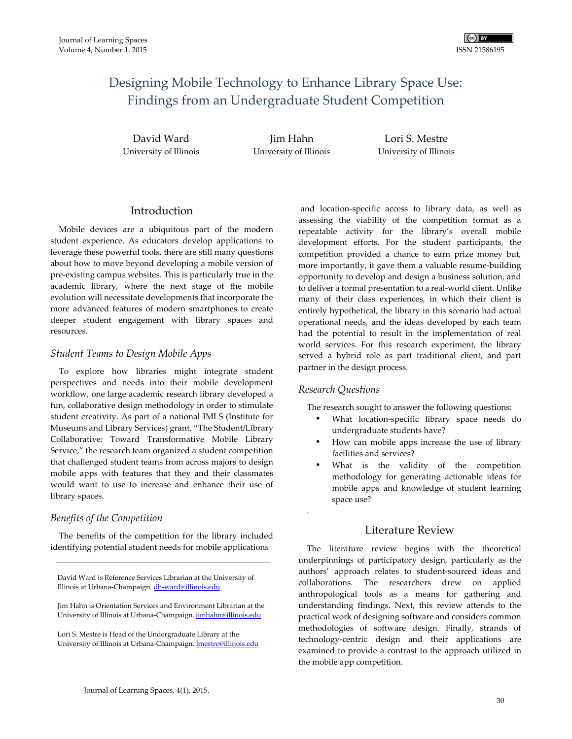# Designing Mobile Technology to Enhance Library Space Use: Findings from an Undergraduate Student Competition

David Ward
University of Illinois

Jim Hahn
University of Illinois

Lori S. Mestre
University of Illinois

## Introduction

Mobile devices are a ubiquitous part of the modern student experience. As educators develop applications to leverage these powerful tools, there are still many questions about how to move beyond developing a mobile version of pre-existing campus websites. This is particularly true in the academic library, where the next stage of the mobile evolution will necessitate developments that incorporate the more advanced features of modern smartphones to create deeper student engagement with library spaces and resources.

### *Student Teams to Design Mobile Apps*

To explore how libraries might integrate student perspectives and needs into their mobile development workflow, one large academic research library developed a fun, collaborative design methodology in order to stimulate student creativity. As part of a national IMLS (Institute for Museums and Library Services) grant, "The Student/Library Collaborative: Toward Transformative Mobile Library Service," the research team organized a student competition that challenged student teams from across majors to design mobile apps with features that they and their classmates would want to use to increase and enhance their use of library spaces.

### *Benefits of the Competition*

The benefits of the competition for the library included identifying potential student needs for mobile applications and location-specific access to library data, as well as assessing the viability of the competition format as a repeatable activity for the library's overall mobile development efforts. For the student participants, the competition provided a chance to earn prize money but, more importantly, it gave them a valuable resume-building opportunity to develop and design a business solution, and to deliver a formal presentation to a real-world client. Unlike many of their class experiences, in which their client is entirely hypothetical, the library in this scenario had actual operational needs, and the ideas developed by each team had the potential to result in the implementation of real world services. For this research experiment, the library served a hybrid role as part traditional client, and part partner in the design process.

### *Research Questions*

The research sought to answer the following questions:

- What location-specific library space needs do undergraduate students have?
- How can mobile apps increase the use of library facilities and services?
- What is the validity of the competition methodology for generating actionable ideas for mobile apps and knowledge of student learning space use?

## Literature Review

The literature review begins with the theoretical underpinnings of participatory design, particularly as the authors' approach relates to student-sourced ideas and collaborations. The researchers drew on applied anthropological tools as a means for gathering and understanding findings. Next, this review attends to the practical work of designing software and considers common methodologies of software design. Finally, strands of technology-centric design and their applications are examined to provide a contrast to the approach utilized in the mobile app competition.

---

David Ward is Reference Services Librarian at the University of Illinois at Urbana-Champaign. dh-ward@illinois.edu

Jim Hahn is Orientation Services and Environment Librarian at the University of Illinois at Urbana-Champaign. jimhahn@illinois.edu

Lori S. Mestre is Head of the Undergraduate Library at the University of Illinois at Urbana-Champaign. lmestre@illinois.edu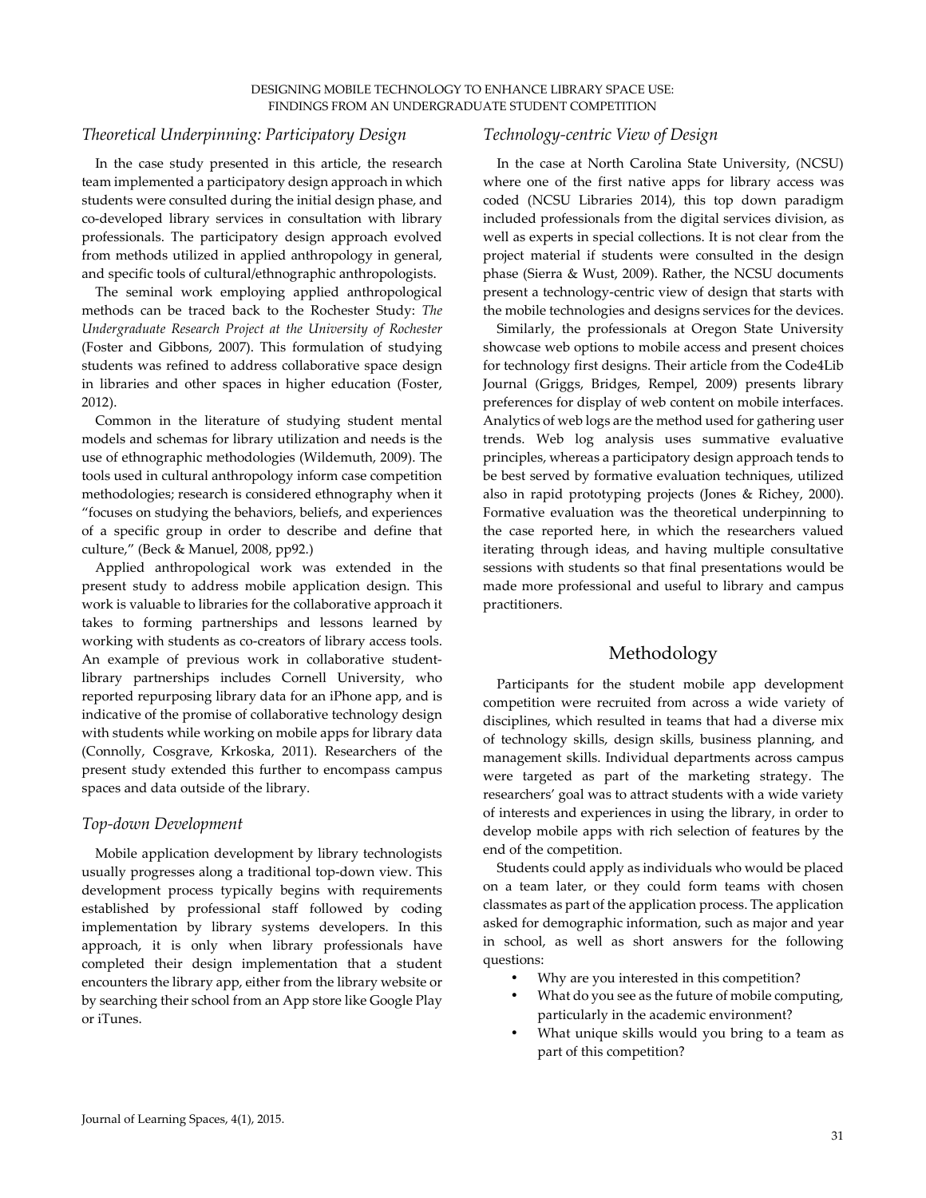### *Theoretical Underpinning: Participatory Design*

In the case study presented in this article, the research team implemented a participatory design approach in which students were consulted during the initial design phase, and co-developed library services in consultation with library professionals. The participatory design approach evolved from methods utilized in applied anthropology in general, and specific tools of cultural/ethnographic anthropologists.

The seminal work employing applied anthropological methods can be traced back to the Rochester Study: *The Undergraduate Research Project at the University of Rochester* (Foster and Gibbons, 2007). This formulation of studying students was refined to address collaborative space design in libraries and other spaces in higher education (Foster, 2012).

Common in the literature of studying student mental models and schemas for library utilization and needs is the use of ethnographic methodologies (Wildemuth, 2009). The tools used in cultural anthropology inform case competition methodologies; research is considered ethnography when it "focuses on studying the behaviors, beliefs, and experiences of a specific group in order to describe and define that culture," (Beck & Manuel, 2008, pp92.)

Applied anthropological work was extended in the present study to address mobile application design. This work is valuable to libraries for the collaborative approach it takes to forming partnerships and lessons learned by working with students as co-creators of library access tools. An example of previous work in collaborative student-library partnerships includes Cornell University, who reported repurposing library data for an iPhone app, and is indicative of the promise of collaborative technology design with students while working on mobile apps for library data (Connolly, Cosgrave, Krkoska, 2011). Researchers of the present study extended this further to encompass campus spaces and data outside of the library.

### *Top-down Development*

Mobile application development by library technologists usually progresses along a traditional top-down view. This development process typically begins with requirements established by professional staff followed by coding implementation by library systems developers. In this approach, it is only when library professionals have completed their design implementation that a student encounters the library app, either from the library website or by searching their school from an App store like Google Play or iTunes.

### *Technology-centric View of Design*

In the case at North Carolina State University, (NCSU) where one of the first native apps for library access was coded (NCSU Libraries 2014), this top down paradigm included professionals from the digital services division, as well as experts in special collections. It is not clear from the project material if students were consulted in the design phase (Sierra & Wust, 2009). Rather, the NCSU documents present a technology-centric view of design that starts with the mobile technologies and designs services for the devices.

Similarly, the professionals at Oregon State University showcase web options to mobile access and present choices for technology first designs. Their article from the Code4Lib Journal (Griggs, Bridges, Rempel, 2009) presents library preferences for display of web content on mobile interfaces. Analytics of web logs are the method used for gathering user trends. Web log analysis uses summative evaluative principles, whereas a participatory design approach tends to be best served by formative evaluation techniques, utilized also in rapid prototyping projects (Jones & Richey, 2000). Formative evaluation was the theoretical underpinning to the case reported here, in which the researchers valued iterating through ideas, and having multiple consultative sessions with students so that final presentations would be made more professional and useful to library and campus practitioners.

## Methodology

Participants for the student mobile app development competition were recruited from across a wide variety of disciplines, which resulted in teams that had a diverse mix of technology skills, design skills, business planning, and management skills. Individual departments across campus were targeted as part of the marketing strategy. The researchers' goal was to attract students with a wide variety of interests and experiences in using the library, in order to develop mobile apps with rich selection of features by the end of the competition.

Students could apply as individuals who would be placed on a team later, or they could form teams with chosen classmates as part of the application process. The application asked for demographic information, such as major and year in school, as well as short answers for the following questions:

- Why are you interested in this competition?
- What do you see as the future of mobile computing, particularly in the academic environment?
- What unique skills would you bring to a team as part of this competition?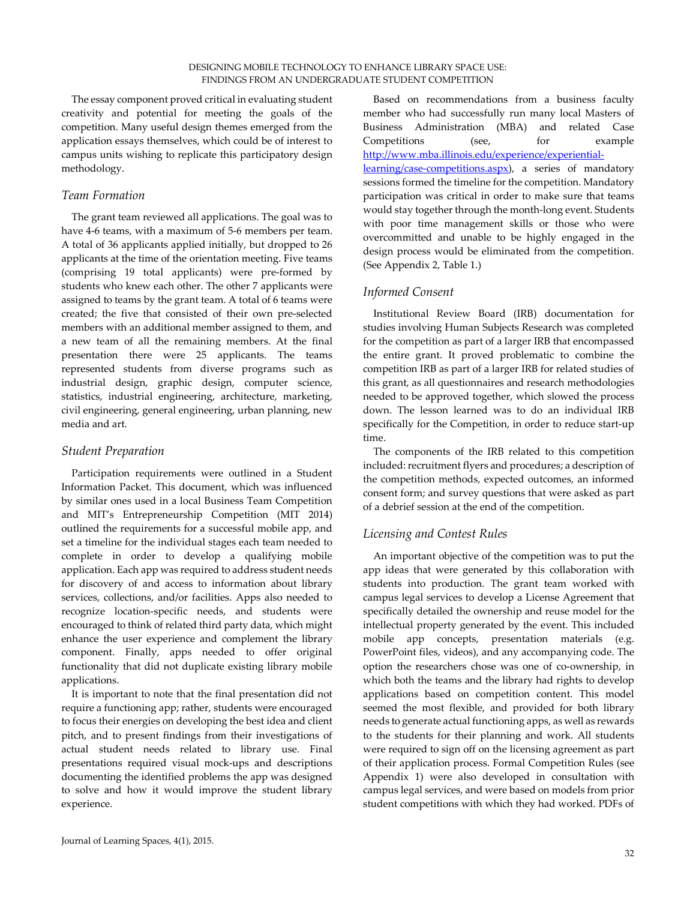The essay component proved critical in evaluating student creativity and potential for meeting the goals of the competition. Many useful design themes emerged from the application essays themselves, which could be of interest to campus units wishing to replicate this participatory design methodology.

### *Team Formation*

The grant team reviewed all applications. The goal was to have 4-6 teams, with a maximum of 5-6 members per team. A total of 36 applicants applied initially, but dropped to 26 applicants at the time of the orientation meeting. Five teams (comprising 19 total applicants) were pre-formed by students who knew each other. The other 7 applicants were assigned to teams by the grant team. A total of 6 teams were created; the five that consisted of their own pre-selected members with an additional member assigned to them, and a new team of all the remaining members. At the final presentation there were 25 applicants. The teams represented students from diverse programs such as industrial design, graphic design, computer science, statistics, industrial engineering, architecture, marketing, civil engineering, general engineering, urban planning, new media and art.

### *Student Preparation*

Participation requirements were outlined in a Student Information Packet. This document, which was influenced by similar ones used in a local Business Team Competition and MIT's Entrepreneurship Competition (MIT 2014) outlined the requirements for a successful mobile app, and set a timeline for the individual stages each team needed to complete in order to develop a qualifying mobile application. Each app was required to address student needs for discovery of and access to information about library services, collections, and/or facilities. Apps also needed to recognize location-specific needs, and students were encouraged to think of related third party data, which might enhance the user experience and complement the library component. Finally, apps needed to offer original functionality that did not duplicate existing library mobile applications.

It is important to note that the final presentation did not require a functioning app; rather, students were encouraged to focus their energies on developing the best idea and client pitch, and to present findings from their investigations of actual student needs related to library use. Final presentations required visual mock-ups and descriptions documenting the identified problems the app was designed to solve and how it would improve the student library experience.

Based on recommendations from a business faculty member who had successfully run many local Masters of Business Administration (MBA) and related Case Competitions (see, for example http://www.mba.illinois.edu/experience/experiential-learning/case-competitions.aspx), a series of mandatory sessions formed the timeline for the competition. Mandatory participation was critical in order to make sure that teams would stay together through the month-long event. Students with poor time management skills or those who were overcommitted and unable to be highly engaged in the design process would be eliminated from the competition. (See Appendix 2, Table 1.)

### *Informed Consent*

Institutional Review Board (IRB) documentation for studies involving Human Subjects Research was completed for the competition as part of a larger IRB that encompassed the entire grant. It proved problematic to combine the competition IRB as part of a larger IRB for related studies of this grant, as all questionnaires and research methodologies needed to be approved together, which slowed the process down. The lesson learned was to do an individual IRB specifically for the Competition, in order to reduce start-up time.

The components of the IRB related to this competition included: recruitment flyers and procedures; a description of the competition methods, expected outcomes, an informed consent form; and survey questions that were asked as part of a debrief session at the end of the competition.

### *Licensing and Contest Rules*

An important objective of the competition was to put the app ideas that were generated by this collaboration with students into production. The grant team worked with campus legal services to develop a License Agreement that specifically detailed the ownership and reuse model for the intellectual property generated by the event. This included mobile app concepts, presentation materials (e.g. PowerPoint files, videos), and any accompanying code. The option the researchers chose was one of co-ownership, in which both the teams and the library had rights to develop applications based on competition content. This model seemed the most flexible, and provided for both library needs to generate actual functioning apps, as well as rewards to the students for their planning and work. All students were required to sign off on the licensing agreement as part of their application process. Formal Competition Rules (see Appendix 1) were also developed in consultation with campus legal services, and were based on models from prior student competitions with which they had worked. PDFs of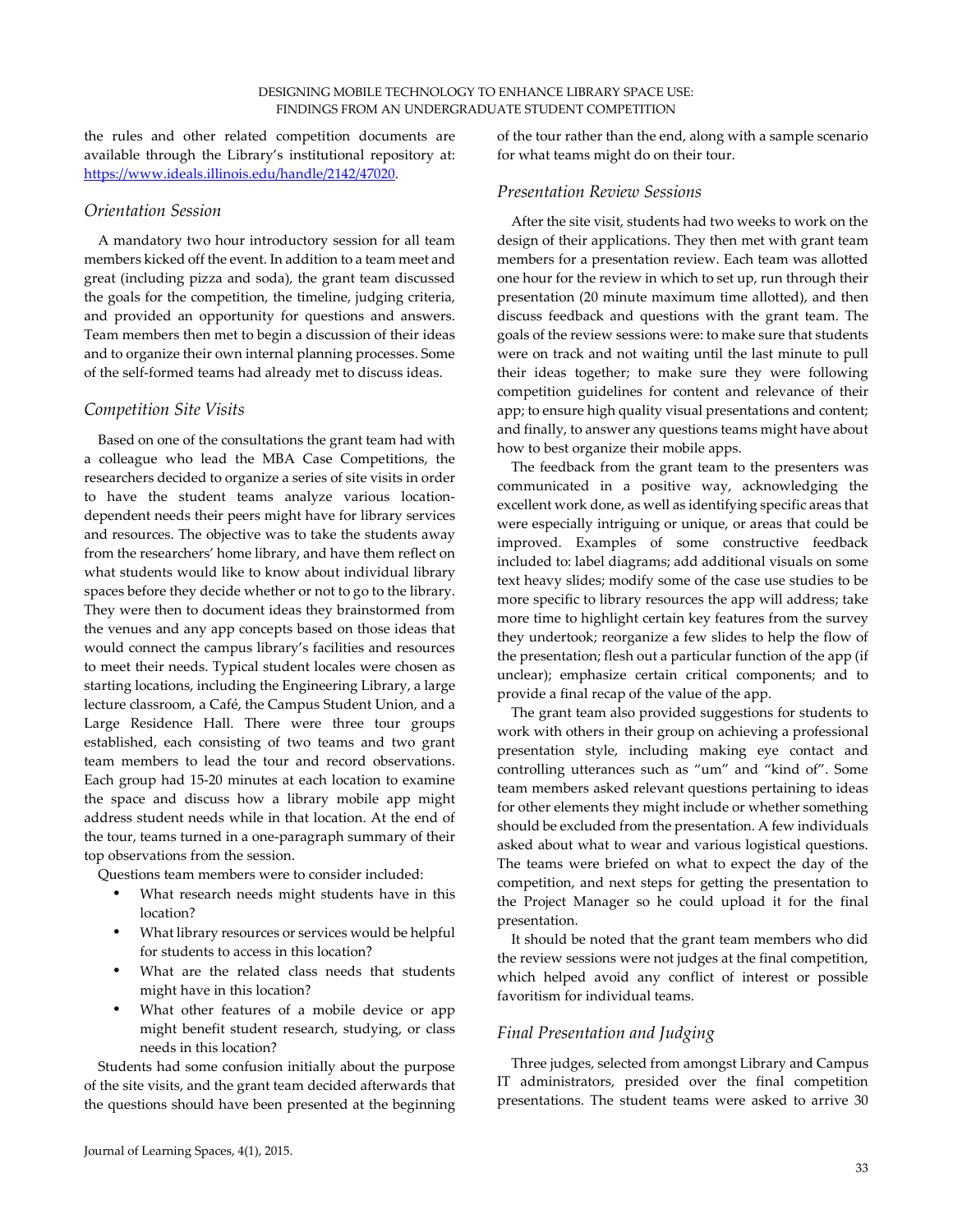the rules and other related competition documents are available through the Library's institutional repository at: https://www.ideals.illinois.edu/handle/2142/47020.

### Orientation Session

A mandatory two hour introductory session for all team members kicked off the event. In addition to a team meet and great (including pizza and soda), the grant team discussed the goals for the competition, the timeline, judging criteria, and provided an opportunity for questions and answers. Team members then met to begin a discussion of their ideas and to organize their own internal planning processes. Some of the self-formed teams had already met to discuss ideas.

### Competition Site Visits

Based on one of the consultations the grant team had with a colleague who lead the MBA Case Competitions, the researchers decided to organize a series of site visits in order to have the student teams analyze various location-dependent needs their peers might have for library services and resources. The objective was to take the students away from the researchers' home library, and have them reflect on what students would like to know about individual library spaces before they decide whether or not to go to the library. They were then to document ideas they brainstormed from the venues and any app concepts based on those ideas that would connect the campus library's facilities and resources to meet their needs. Typical student locales were chosen as starting locations, including the Engineering Library, a large lecture classroom, a Café, the Campus Student Union, and a Large Residence Hall. There were three tour groups established, each consisting of two teams and two grant team members to lead the tour and record observations. Each group had 15-20 minutes at each location to examine the space and discuss how a library mobile app might address student needs while in that location. At the end of the tour, teams turned in a one-paragraph summary of their top observations from the session.

Questions team members were to consider included:

- What research needs might students have in this location?
- What library resources or services would be helpful for students to access in this location?
- What are the related class needs that students might have in this location?
- What other features of a mobile device or app might benefit student research, studying, or class needs in this location?

Students had some confusion initially about the purpose of the site visits, and the grant team decided afterwards that the questions should have been presented at the beginning of the tour rather than the end, along with a sample scenario for what teams might do on their tour.

### Presentation Review Sessions

After the site visit, students had two weeks to work on the design of their applications. They then met with grant team members for a presentation review. Each team was allotted one hour for the review in which to set up, run through their presentation (20 minute maximum time allotted), and then discuss feedback and questions with the grant team. The goals of the review sessions were: to make sure that students were on track and not waiting until the last minute to pull their ideas together; to make sure they were following competition guidelines for content and relevance of their app; to ensure high quality visual presentations and content; and finally, to answer any questions teams might have about how to best organize their mobile apps.

The feedback from the grant team to the presenters was communicated in a positive way, acknowledging the excellent work done, as well as identifying specific areas that were especially intriguing or unique, or areas that could be improved. Examples of some constructive feedback included to: label diagrams; add additional visuals on some text heavy slides; modify some of the case use studies to be more specific to library resources the app will address; take more time to highlight certain key features from the survey they undertook; reorganize a few slides to help the flow of the presentation; flesh out a particular function of the app (if unclear); emphasize certain critical components; and to provide a final recap of the value of the app.

The grant team also provided suggestions for students to work with others in their group on achieving a professional presentation style, including making eye contact and controlling utterances such as "um" and "kind of". Some team members asked relevant questions pertaining to ideas for other elements they might include or whether something should be excluded from the presentation. A few individuals asked about what to wear and various logistical questions. The teams were briefed on what to expect the day of the competition, and next steps for getting the presentation to the Project Manager so he could upload it for the final presentation.

It should be noted that the grant team members who did the review sessions were not judges at the final competition, which helped avoid any conflict of interest or possible favoritism for individual teams.

### Final Presentation and Judging

Three judges, selected from amongst Library and Campus IT administrators, presided over the final competition presentations. The student teams were asked to arrive 30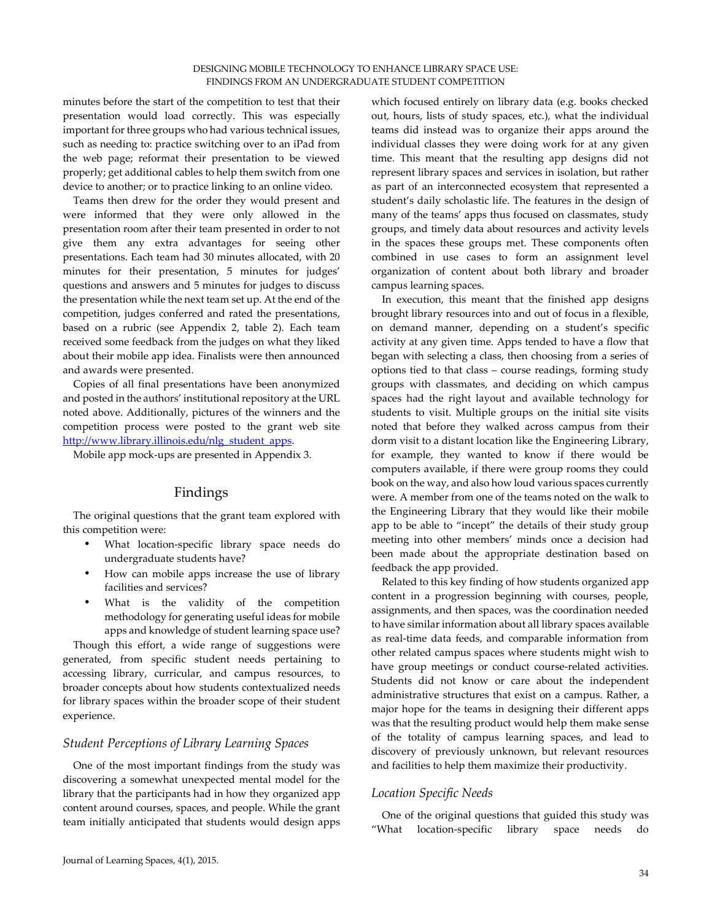minutes before the start of the competition to test that their presentation would load correctly. This was especially important for three groups who had various technical issues, such as needing to: practice switching over to an iPad from the web page; reformat their presentation to be viewed properly; get additional cables to help them switch from one device to another; or to practice linking to an online video.

Teams then drew for the order they would present and were informed that they were only allowed in the presentation room after their team presented in order to not give them any extra advantages for seeing other presentations. Each team had 30 minutes allocated, with 20 minutes for their presentation, 5 minutes for judges' questions and answers and 5 minutes for judges to discuss the presentation while the next team set up. At the end of the competition, judges conferred and rated the presentations, based on a rubric (see Appendix 2, table 2). Each team received some feedback from the judges on what they liked about their mobile app idea. Finalists were then announced and awards were presented.

Copies of all final presentations have been anonymized and posted in the authors' institutional repository at the URL noted above. Additionally, pictures of the winners and the competition process were posted to the grant web site [http://www.library.illinois.edu/nlg_student_apps](http://www.library.illinois.edu/nlg_student_apps).

Mobile app mock-ups are presented in Appendix 3.

## Findings

The original questions that the grant team explored with this competition were:

- What location-specific library space needs do undergraduate students have?
- How can mobile apps increase the use of library facilities and services?
- What is the validity of the competition methodology for generating useful ideas for mobile apps and knowledge of student learning space use?

Though this effort, a wide range of suggestions were generated, from specific student needs pertaining to accessing library, curricular, and campus resources, to broader concepts about how students contextualized needs for library spaces within the broader scope of their student experience.

### *Student Perceptions of Library Learning Spaces*

One of the most important findings from the study was discovering a somewhat unexpected mental model for the library that the participants had in how they organized app content around courses, spaces, and people. While the grant team initially anticipated that students would design apps which focused entirely on library data (e.g. books checked out, hours, lists of study spaces, etc.), what the individual teams did instead was to organize their apps around the individual classes they were doing work for at any given time. This meant that the resulting app designs did not represent library spaces and services in isolation, but rather as part of an interconnected ecosystem that represented a student's daily scholastic life. The features in the design of many of the teams' apps thus focused on classmates, study groups, and timely data about resources and activity levels in the spaces these groups met. These components often combined in use cases to form an assignment level organization of content about both library and broader campus learning spaces.

In execution, this meant that the finished app designs brought library resources into and out of focus in a flexible, on demand manner, depending on a student's specific activity at any given time. Apps tended to have a flow that began with selecting a class, then choosing from a series of options tied to that class – course readings, forming study groups with classmates, and deciding on which campus spaces had the right layout and available technology for students to visit. Multiple groups on the initial site visits noted that before they walked across campus from their dorm visit to a distant location like the Engineering Library, for example, they wanted to know if there would be computers available, if there were group rooms they could book on the way, and also how loud various spaces currently were. A member from one of the teams noted on the walk to the Engineering Library that they would like their mobile app to be able to "incept" the details of their study group meeting into other members' minds once a decision had been made about the appropriate destination based on feedback the app provided.

Related to this key finding of how students organized app content in a progression beginning with courses, people, assignments, and then spaces, was the coordination needed to have similar information about all library spaces available as real-time data feeds, and comparable information from other related campus spaces where students might wish to have group meetings or conduct course-related activities. Students did not know or care about the independent administrative structures that exist on a campus. Rather, a major hope for the teams in designing their different apps was that the resulting product would help them make sense of the totality of campus learning spaces, and lead to discovery of previously unknown, but relevant resources and facilities to help them maximize their productivity.

### *Location Specific Needs*

One of the original questions that guided this study was "What location-specific library space needs do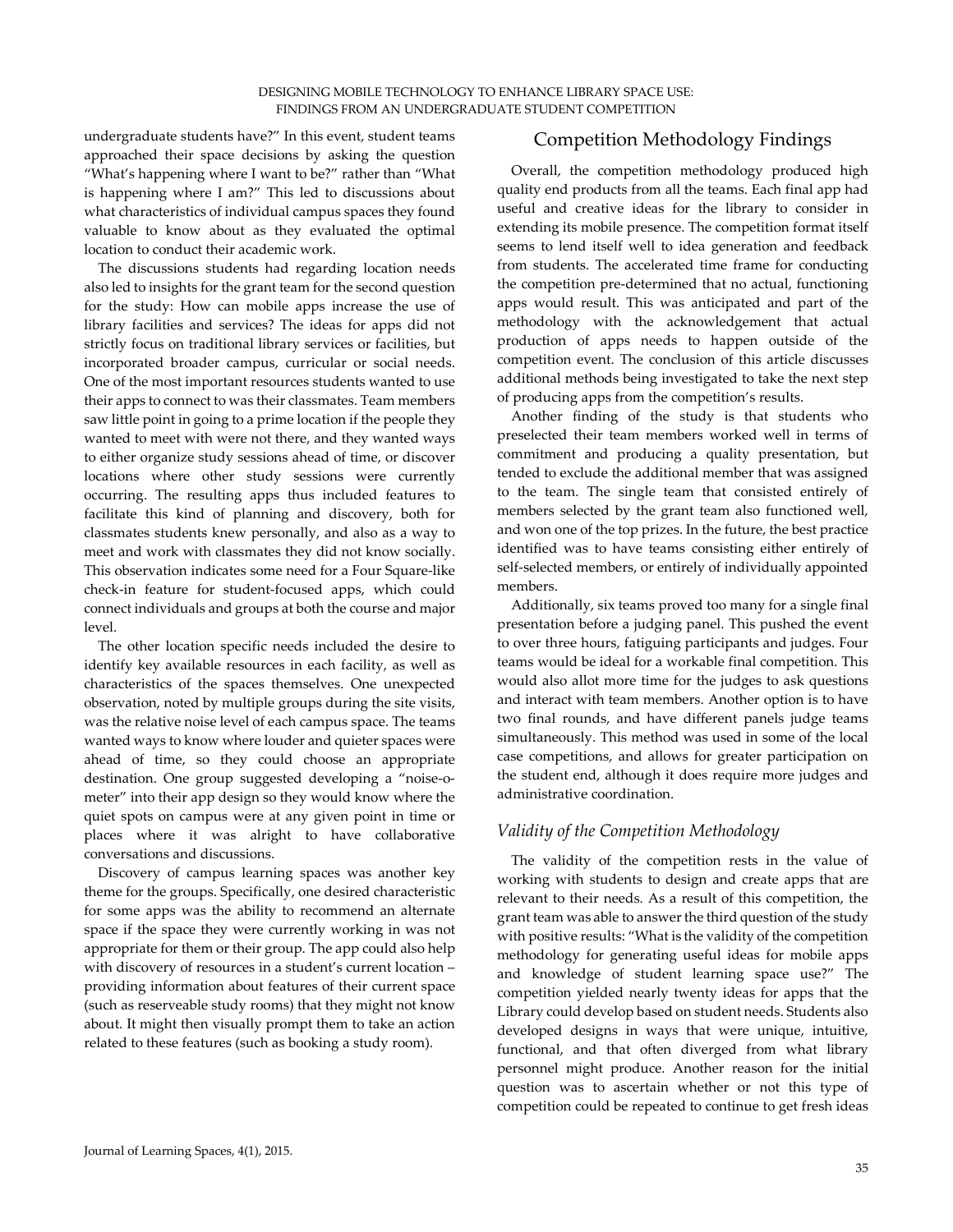undergraduate students have?" In this event, student teams approached their space decisions by asking the question "What's happening where I want to be?" rather than "What is happening where I am?" This led to discussions about what characteristics of individual campus spaces they found valuable to know about as they evaluated the optimal location to conduct their academic work.

The discussions students had regarding location needs also led to insights for the grant team for the second question for the study: How can mobile apps increase the use of library facilities and services? The ideas for apps did not strictly focus on traditional library services or facilities, but incorporated broader campus, curricular or social needs. One of the most important resources students wanted to use their apps to connect to was their classmates. Team members saw little point in going to a prime location if the people they wanted to meet with were not there, and they wanted ways to either organize study sessions ahead of time, or discover locations where other study sessions were currently occurring. The resulting apps thus included features to facilitate this kind of planning and discovery, both for classmates students knew personally, and also as a way to meet and work with classmates they did not know socially. This observation indicates some need for a Four Square-like check-in feature for student-focused apps, which could connect individuals and groups at both the course and major level.

The other location specific needs included the desire to identify key available resources in each facility, as well as characteristics of the spaces themselves. One unexpected observation, noted by multiple groups during the site visits, was the relative noise level of each campus space. The teams wanted ways to know where louder and quieter spaces were ahead of time, so they could choose an appropriate destination. One group suggested developing a "noise-o-meter" into their app design so they would know where the quiet spots on campus were at any given point in time or places where it was alright to have collaborative conversations and discussions.

Discovery of campus learning spaces was another key theme for the groups. Specifically, one desired characteristic for some apps was the ability to recommend an alternate space if the space they were currently working in was not appropriate for them or their group. The app could also help with discovery of resources in a student's current location – providing information about features of their current space (such as reserveable study rooms) that they might not know about. It might then visually prompt them to take an action related to these features (such as booking a study room).

## Competition Methodology Findings

Overall, the competition methodology produced high quality end products from all the teams. Each final app had useful and creative ideas for the library to consider in extending its mobile presence. The competition format itself seems to lend itself well to idea generation and feedback from students. The accelerated time frame for conducting the competition pre-determined that no actual, functioning apps would result. This was anticipated and part of the methodology with the acknowledgement that actual production of apps needs to happen outside of the competition event. The conclusion of this article discusses additional methods being investigated to take the next step of producing apps from the competition's results.

Another finding of the study is that students who preselected their team members worked well in terms of commitment and producing a quality presentation, but tended to exclude the additional member that was assigned to the team. The single team that consisted entirely of members selected by the grant team also functioned well, and won one of the top prizes. In the future, the best practice identified was to have teams consisting either entirely of self-selected members, or entirely of individually appointed members.

Additionally, six teams proved too many for a single final presentation before a judging panel. This pushed the event to over three hours, fatiguing participants and judges. Four teams would be ideal for a workable final competition. This would also allot more time for the judges to ask questions and interact with team members. Another option is to have two final rounds, and have different panels judge teams simultaneously. This method was used in some of the local case competitions, and allows for greater participation on the student end, although it does require more judges and administrative coordination.

### *Validity of the Competition Methodology*

The validity of the competition rests in the value of working with students to design and create apps that are relevant to their needs. As a result of this competition, the grant team was able to answer the third question of the study with positive results: "What is the validity of the competition methodology for generating useful ideas for mobile apps and knowledge of student learning space use?" The competition yielded nearly twenty ideas for apps that the Library could develop based on student needs. Students also developed designs in ways that were unique, intuitive, functional, and that often diverged from what library personnel might produce. Another reason for the initial question was to ascertain whether or not this type of competition could be repeated to continue to get fresh ideas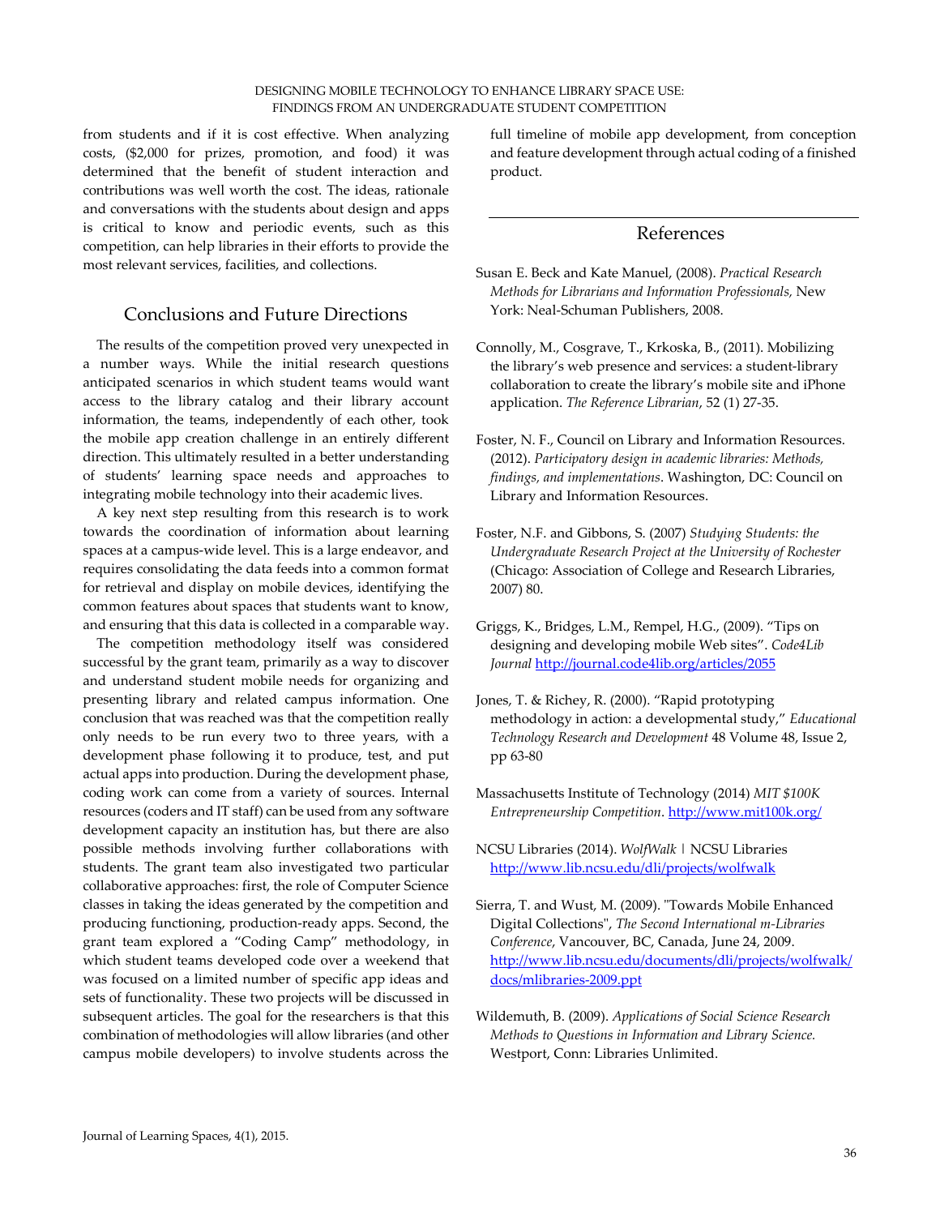from students and if it is cost effective. When analyzing costs, ($2,000 for prizes, promotion, and food) it was determined that the benefit of student interaction and contributions was well worth the cost. The ideas, rationale and conversations with the students about design and apps is critical to know and periodic events, such as this competition, can help libraries in their efforts to provide the most relevant services, facilities, and collections.

## Conclusions and Future Directions

The results of the competition proved very unexpected in a number ways. While the initial research questions anticipated scenarios in which student teams would want access to the library catalog and their library account information, the teams, independently of each other, took the mobile app creation challenge in an entirely different direction. This ultimately resulted in a better understanding of students' learning space needs and approaches to integrating mobile technology into their academic lives.

A key next step resulting from this research is to work towards the coordination of information about learning spaces at a campus-wide level. This is a large endeavor, and requires consolidating the data feeds into a common format for retrieval and display on mobile devices, identifying the common features about spaces that students want to know, and ensuring that this data is collected in a comparable way.

The competition methodology itself was considered successful by the grant team, primarily as a way to discover and understand student mobile needs for organizing and presenting library and related campus information. One conclusion that was reached was that the competition really only needs to be run every two to three years, with a development phase following it to produce, test, and put actual apps into production. During the development phase, coding work can come from a variety of sources. Internal resources (coders and IT staff) can be used from any software development capacity an institution has, but there are also possible methods involving further collaborations with students. The grant team also investigated two particular collaborative approaches: first, the role of Computer Science classes in taking the ideas generated by the competition and producing functioning, production-ready apps. Second, the grant team explored a "Coding Camp" methodology, in which student teams developed code over a weekend that was focused on a limited number of specific app ideas and sets of functionality. These two projects will be discussed in subsequent articles. The goal for the researchers is that this combination of methodologies will allow libraries (and other campus mobile developers) to involve students across the full timeline of mobile app development, from conception and feature development through actual coding of a finished product.

## References

Susan E. Beck and Kate Manuel, (2008). *Practical Research Methods for Librarians and Information Professionals,* New York: Neal-Schuman Publishers, 2008.

Connolly, M., Cosgrave, T., Krkoska, B., (2011). Mobilizing the library's web presence and services: a student-library collaboration to create the library's mobile site and iPhone application. *The Reference Librarian*, 52 (1) 27-35.

Foster, N. F., Council on Library and Information Resources. (2012). *Participatory design in academic libraries: Methods, findings, and implementations*. Washington, DC: Council on Library and Information Resources.

Foster, N.F. and Gibbons, S. (2007) *Studying Students: the Undergraduate Research Project at the University of Rochester* (Chicago: Association of College and Research Libraries, 2007) 80.

Griggs, K., Bridges, L.M., Rempel, H.G., (2009). "Tips on designing and developing mobile Web sites". *Code4Lib Journal* http://journal.code4lib.org/articles/2055

Jones, T. & Richey, R. (2000). "Rapid prototyping methodology in action: a developmental study," *Educational Technology Research and Development* 48 Volume 48, Issue 2, pp 63-80

Massachusetts Institute of Technology (2014) *MIT $100K Entrepreneurship Competition*. http://www.mit100k.org/

NCSU Libraries (2014). *WolfWalk* | NCSU Libraries http://www.lib.ncsu.edu/dli/projects/wolfwalk

Sierra, T. and Wust, M. (2009). "Towards Mobile Enhanced Digital Collections", *The Second International m-Libraries Conference*, Vancouver, BC, Canada, June 24, 2009. http://www.lib.ncsu.edu/documents/dli/projects/wolfwalk/docs/mlibraries-2009.ppt

Wildemuth, B. (2009). *Applications of Social Science Research Methods to Questions in Information and Library Science.* Westport, Conn: Libraries Unlimited.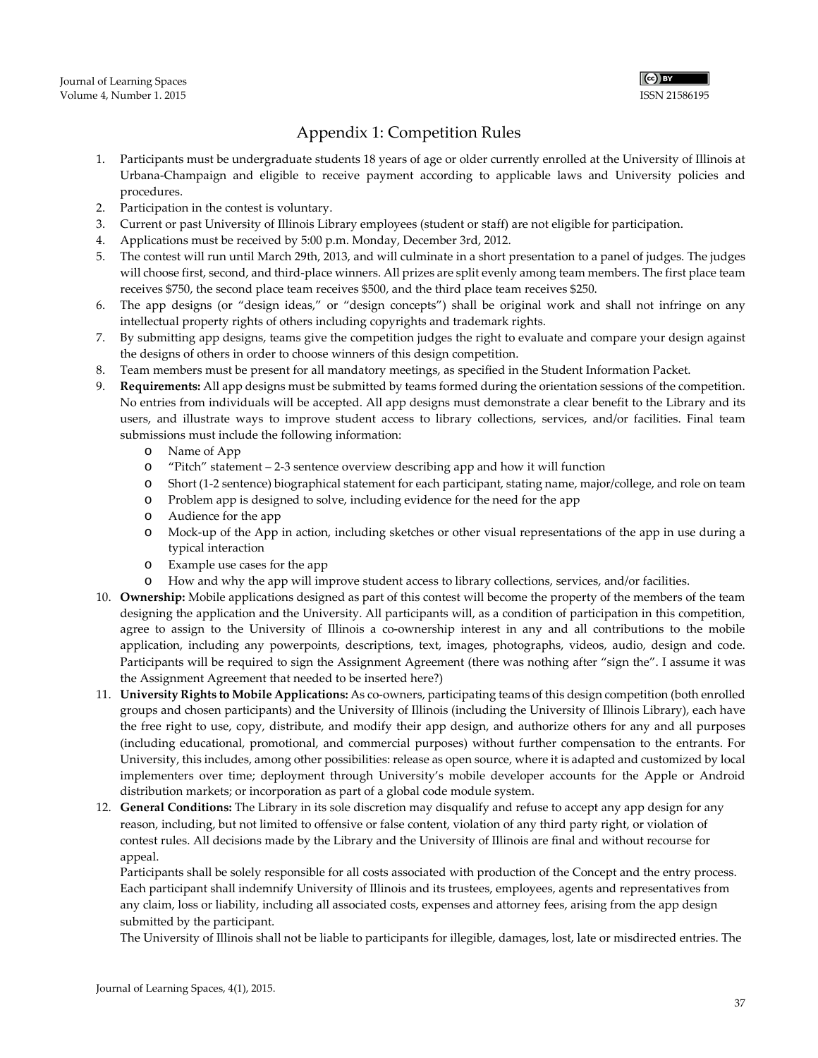## Appendix 1: Competition Rules

1. Participants must be undergraduate students 18 years of age or older currently enrolled at the University of Illinois at Urbana-Champaign and eligible to receive payment according to applicable laws and University policies and procedures.
2. Participation in the contest is voluntary.
3. Current or past University of Illinois Library employees (student or staff) are not eligible for participation.
4. Applications must be received by 5:00 p.m. Monday, December 3rd, 2012.
5. The contest will run until March 29th, 2013, and will culminate in a short presentation to a panel of judges. The judges will choose first, second, and third-place winners. All prizes are split evenly among team members. The first place team receives $750, the second place team receives $500, and the third place team receives $250.
6. The app designs (or "design ideas," or "design concepts") shall be original work and shall not infringe on any intellectual property rights of others including copyrights and trademark rights.
7. By submitting app designs, teams give the competition judges the right to evaluate and compare your design against the designs of others in order to choose winners of this design competition.
8. Team members must be present for all mandatory meetings, as specified in the Student Information Packet.
9. **Requirements:** All app designs must be submitted by teams formed during the orientation sessions of the competition. No entries from individuals will be accepted. All app designs must demonstrate a clear benefit to the Library and its users, and illustrate ways to improve student access to library collections, services, and/or facilities. Final team submissions must include the following information:
   - Name of App
   - "Pitch" statement – 2-3 sentence overview describing app and how it will function
   - Short (1-2 sentence) biographical statement for each participant, stating name, major/college, and role on team
   - Problem app is designed to solve, including evidence for the need for the app
   - Audience for the app
   - Mock-up of the App in action, including sketches or other visual representations of the app in use during a typical interaction
   - Example use cases for the app
   - How and why the app will improve student access to library collections, services, and/or facilities.
10. **Ownership:** Mobile applications designed as part of this contest will become the property of the members of the team designing the application and the University. All participants will, as a condition of participation in this competition, agree to assign to the University of Illinois a co-ownership interest in any and all contributions to the mobile application, including any powerpoints, descriptions, text, images, photographs, videos, audio, design and code. Participants will be required to sign the Assignment Agreement (there was nothing after "sign the". I assume it was the Assignment Agreement that needed to be inserted here?)
11. **University Rights to Mobile Applications:** As co-owners, participating teams of this design competition (both enrolled groups and chosen participants) and the University of Illinois (including the University of Illinois Library), each have the free right to use, copy, distribute, and modify their app design, and authorize others for any and all purposes (including educational, promotional, and commercial purposes) without further compensation to the entrants. For University, this includes, among other possibilities: release as open source, where it is adapted and customized by local implementers over time; deployment through University's mobile developer accounts for the Apple or Android distribution markets; or incorporation as part of a global code module system.
12. **General Conditions:** The Library in its sole discretion may disqualify and refuse to accept any app design for any reason, including, but not limited to offensive or false content, violation of any third party right, or violation of contest rules. All decisions made by the Library and the University of Illinois are final and without recourse for appeal.

    Participants shall be solely responsible for all costs associated with production of the Concept and the entry process. Each participant shall indemnify University of Illinois and its trustees, employees, agents and representatives from any claim, loss or liability, including all associated costs, expenses and attorney fees, arising from the app design submitted by the participant.

    The University of Illinois shall not be liable to participants for illegible, damages, lost, late or misdirected entries. The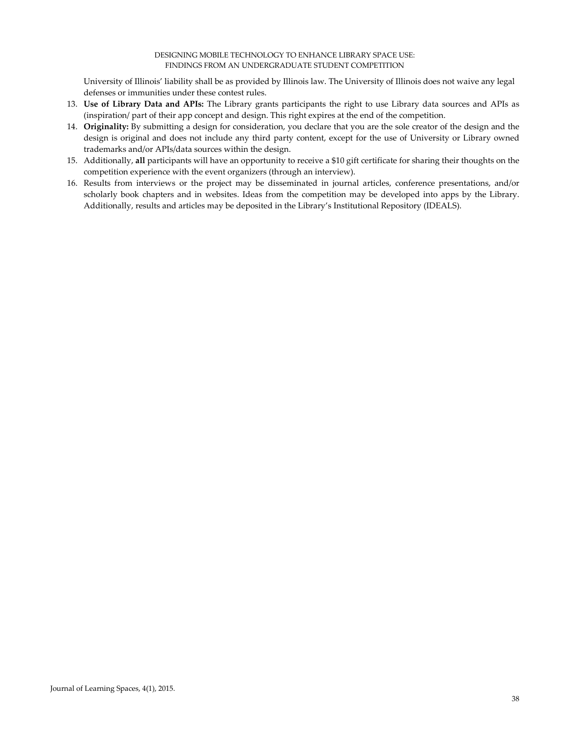University of Illinois' liability shall be as provided by Illinois law. The University of Illinois does not waive any legal defenses or immunities under these contest rules.

13. **Use of Library Data and APIs:** The Library grants participants the right to use Library data sources and APIs as (inspiration/ part of their app concept and design. This right expires at the end of the competition.
14. **Originality:** By submitting a design for consideration, you declare that you are the sole creator of the design and the design is original and does not include any third party content, except for the use of University or Library owned trademarks and/or APIs/data sources within the design.
15. Additionally, **all** participants will have an opportunity to receive a $10 gift certificate for sharing their thoughts on the competition experience with the event organizers (through an interview).
16. Results from interviews or the project may be disseminated in journal articles, conference presentations, and/or scholarly book chapters and in websites. Ideas from the competition may be developed into apps by the Library. Additionally, results and articles may be deposited in the Library's Institutional Repository (IDEALS).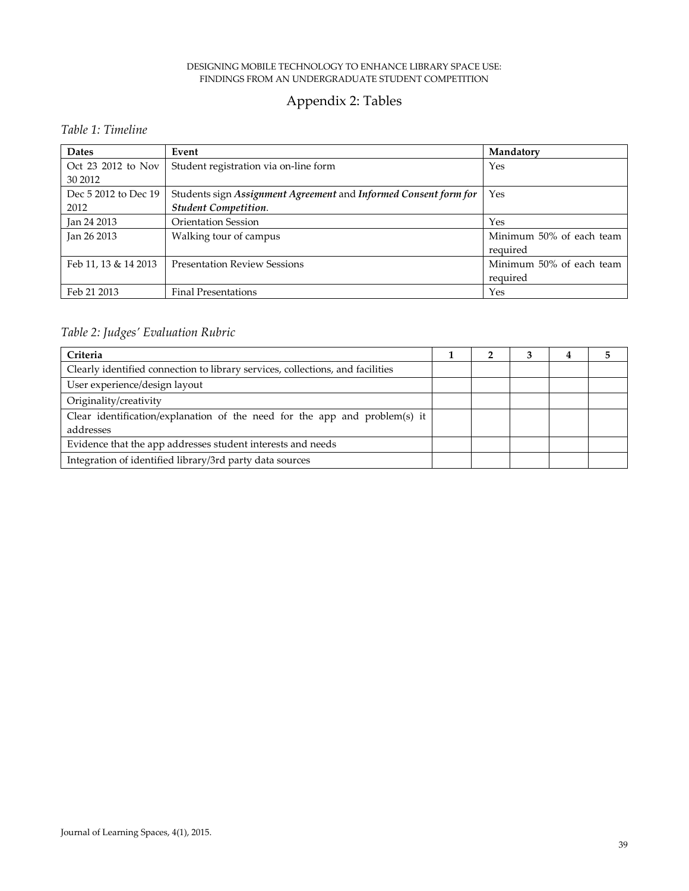# Appendix 2: Tables

*Table 1: Timeline*

| Dates | Event | Mandatory |
|---|---|---|
| Oct 23 2012 to Nov 30 2012 | Student registration via on-line form | Yes |
| Dec 5 2012 to Dec 19 2012 | Students sign ***Assignment Agreement*** and ***Informed Consent form for Student Competition***. | Yes |
| Jan 24 2013 | Orientation Session | Yes |
| Jan 26 2013 | Walking tour of campus | Minimum 50% of each team required |
| Feb 11, 13 & 14 2013 | Presentation Review Sessions | Minimum 50% of each team required |
| Feb 21 2013 | Final Presentations | Yes |

*Table 2: Judges' Evaluation Rubric*

| Criteria | 1 | 2 | 3 | 4 | 5 |
|---|---|---|---|---|---|
| Clearly identified connection to library services, collections, and facilities | | | | | |
| User experience/design layout | | | | | |
| Originality/creativity | | | | | |
| Clear identification/explanation of the need for the app and problem(s) it addresses | | | | | |
| Evidence that the app addresses student interests and needs | | | | | |
| Integration of identified library/3rd party data sources | | | | | |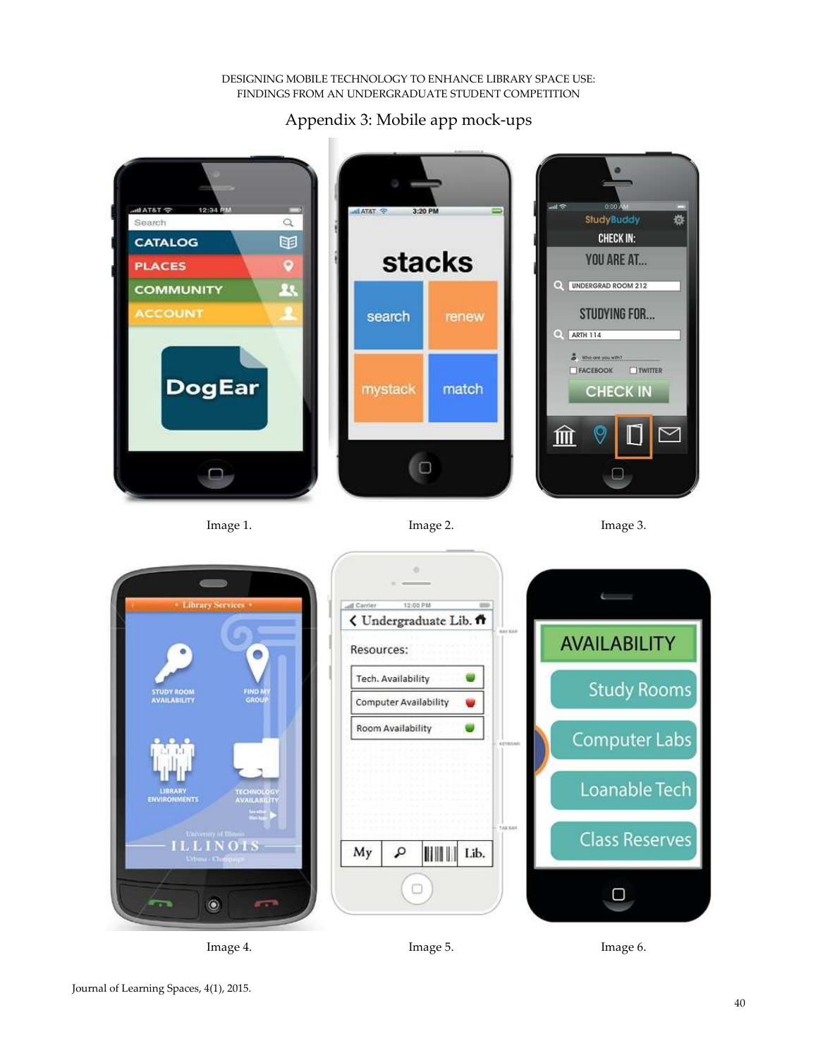## Appendix 3: Mobile app mock-ups

Image 1.

Image 2.

Image 3.

Image 4.

Image 5.

Image 6.